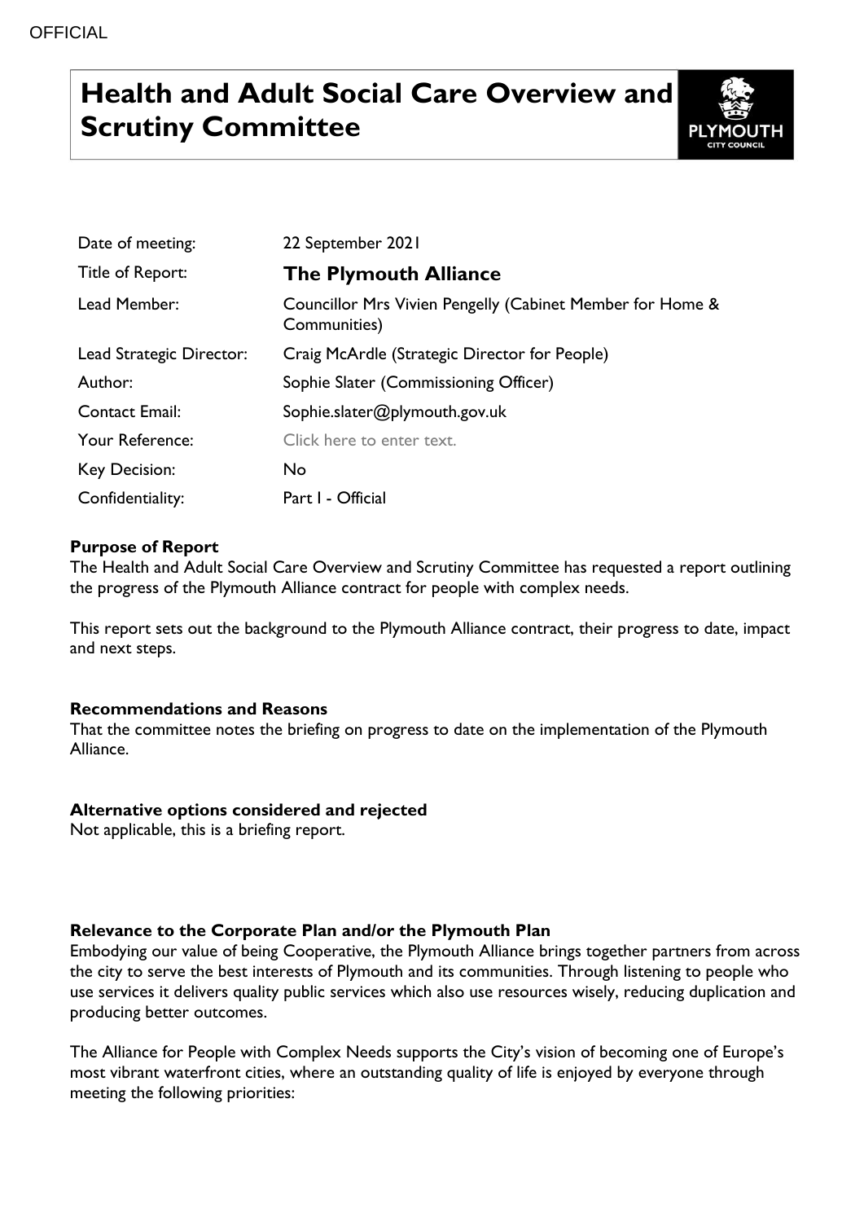OFFICIAL

# Health and Adult Social Care Overview and Scrutiny Committee

| | |
|---|---|
| Date of meeting: | 22 September 2021 |
| Title of Report: | **The Plymouth Alliance** |
| Lead Member: | Councillor Mrs Vivien Pengelly (Cabinet Member for Home & Communities) |
| Lead Strategic Director: | Craig McArdle (Strategic Director for People) |
| Author: | Sophie Slater (Commissioning Officer) |
| Contact Email: | Sophie.slater@plymouth.gov.uk |
| Your Reference: | Click here to enter text. |
| Key Decision: | No |
| Confidentiality: | Part I - Official |

**Purpose of Report**

The Health and Adult Social Care Overview and Scrutiny Committee has requested a report outlining the progress of the Plymouth Alliance contract for people with complex needs.

This report sets out the background to the Plymouth Alliance contract, their progress to date, impact and next steps.

**Recommendations and Reasons**

That the committee notes the briefing on progress to date on the implementation of the Plymouth Alliance.

**Alternative options considered and rejected**

Not applicable, this is a briefing report.

**Relevance to the Corporate Plan and/or the Plymouth Plan**

Embodying our value of being Cooperative, the Plymouth Alliance brings together partners from across the city to serve the best interests of Plymouth and its communities. Through listening to people who use services it delivers quality public services which also use resources wisely, reducing duplication and producing better outcomes.

The Alliance for People with Complex Needs supports the City's vision of becoming one of Europe's most vibrant waterfront cities, where an outstanding quality of life is enjoyed by everyone through meeting the following priorities: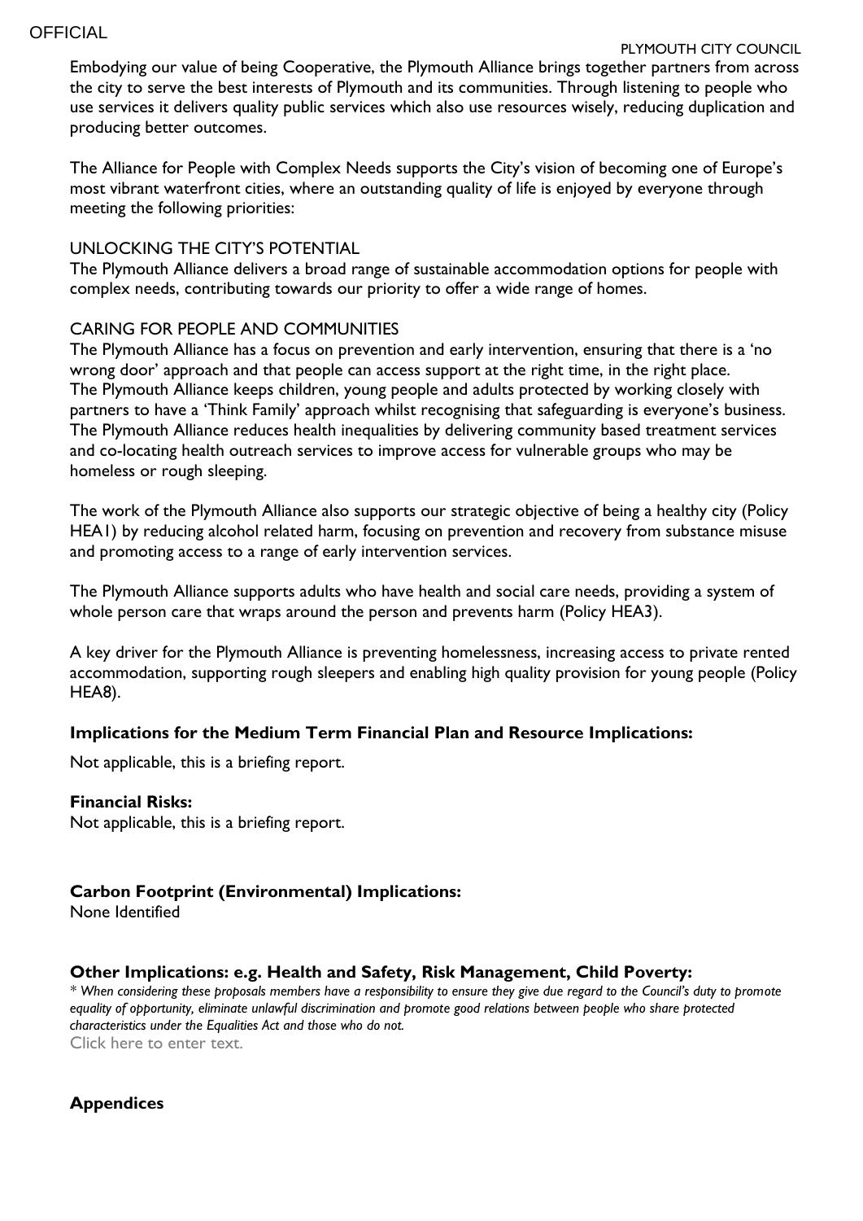Embodying our value of being Cooperative, the Plymouth Alliance brings together partners from across the city to serve the best interests of Plymouth and its communities. Through listening to people who use services it delivers quality public services which also use resources wisely, reducing duplication and producing better outcomes.

The Alliance for People with Complex Needs supports the City's vision of becoming one of Europe's most vibrant waterfront cities, where an outstanding quality of life is enjoyed by everyone through meeting the following priorities:

UNLOCKING THE CITY'S POTENTIAL

The Plymouth Alliance delivers a broad range of sustainable accommodation options for people with complex needs, contributing towards our priority to offer a wide range of homes.

CARING FOR PEOPLE AND COMMUNITIES

The Plymouth Alliance has a focus on prevention and early intervention, ensuring that there is a 'no wrong door' approach and that people can access support at the right time, in the right place.
The Plymouth Alliance keeps children, young people and adults protected by working closely with partners to have a 'Think Family' approach whilst recognising that safeguarding is everyone's business.
The Plymouth Alliance reduces health inequalities by delivering community based treatment services and co-locating health outreach services to improve access for vulnerable groups who may be homeless or rough sleeping.

The work of the Plymouth Alliance also supports our strategic objective of being a healthy city (Policy HEA1) by reducing alcohol related harm, focusing on prevention and recovery from substance misuse and promoting access to a range of early intervention services.

The Plymouth Alliance supports adults who have health and social care needs, providing a system of whole person care that wraps around the person and prevents harm (Policy HEA3).

A key driver for the Plymouth Alliance is preventing homelessness, increasing access to private rented accommodation, supporting rough sleepers and enabling high quality provision for young people (Policy HEA8).

**Implications for the Medium Term Financial Plan and Resource Implications:**

Not applicable, this is a briefing report.

**Financial Risks:**

Not applicable, this is a briefing report.

**Carbon Footprint (Environmental) Implications:**

None Identified

**Other Implications: e.g. Health and Safety, Risk Management, Child Poverty:**

*\* When considering these proposals members have a responsibility to ensure they give due regard to the Council's duty to promote equality of opportunity, eliminate unlawful discrimination and promote good relations between people who share protected characteristics under the Equalities Act and those who do not.*

Click here to enter text.

**Appendices**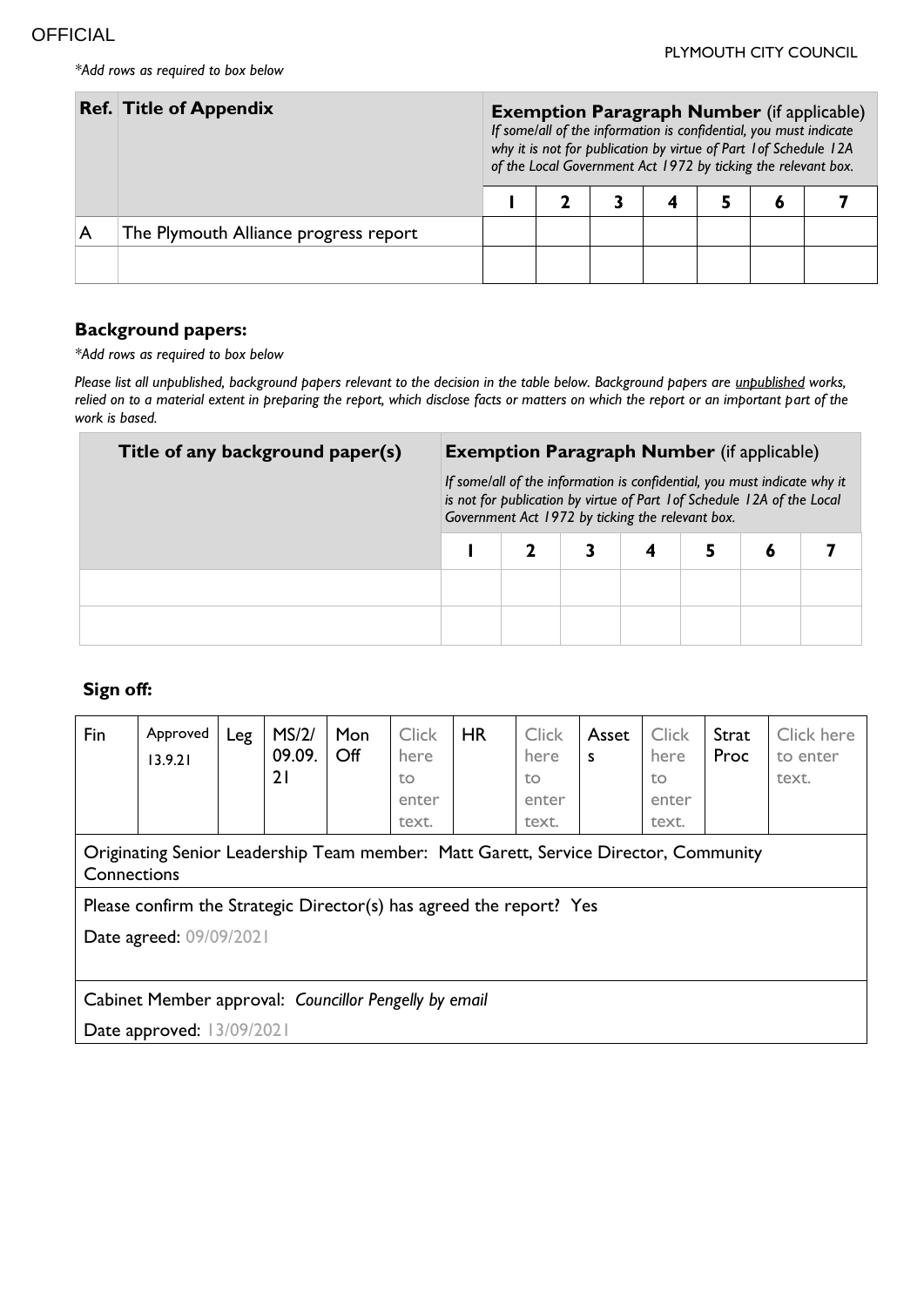*Add rows as required to box below

| Ref. | Title of Appendix | **Exemption Paragraph Number** (if applicable) *If some/all of the information is confidential, you must indicate why it is not for publication by virtue of Part 1of Schedule 12A of the Local Government Act 1972 by ticking the relevant box.* | | | | | | |
|---|---|---|---|---|---|---|---|---|
| | | 1 | 2 | 3 | 4 | 5 | 6 | 7 |
| A | The Plymouth Alliance progress report | | | | | | | |
| | | | | | | | | |

### Background papers:

*Add rows as required to box below

*Please list all unpublished, background papers relevant to the decision in the table below. Background papers are unpublished works, relied on to a material extent in preparing the report, which disclose facts or matters on which the report or an important part of the work is based.*

| Title of any background paper(s) | **Exemption Paragraph Number** (if applicable) *If some/all of the information is confidential, you must indicate why it is not for publication by virtue of Part 1of Schedule 12A of the Local Government Act 1972 by ticking the relevant box.* | | | | | | |
|---|---|---|---|---|---|---|---|
| | 1 | 2 | 3 | 4 | 5 | 6 | 7 |
| | | | | | | | |
| | | | | | | | |

### Sign off:

| Fin | Approved 13.9.21 | Leg | MS/2/ 09.09. 21 | Mon Off | Click here to enter text. | HR | Click here to enter text. | Assets | Click here to enter text. | Strat Proc | Click here to enter text. |
|---|---|---|---|---|---|---|---|---|---|---|---|

Originating Senior Leadership Team member: Matt Garett, Service Director, Community Connections

Please confirm the Strategic Director(s) has agreed the report? Yes

Date agreed: 09/09/2021

Cabinet Member approval: *Councillor Pengelly by email*

Date approved: 13/09/2021